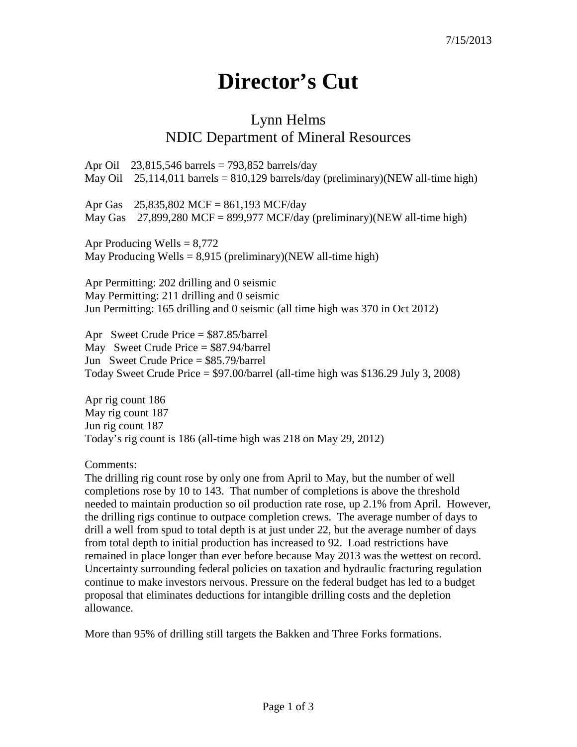7/15/2013

# Director's Cut

## Lynn Helms
## NDIC Department of Mineral Resources

Apr Oil 23,815,546 barrels = 793,852 barrels/day
May Oil 25,114,011 barrels = 810,129 barrels/day (preliminary)(NEW all-time high)

Apr Gas 25,835,802 MCF = 861,193 MCF/day
May Gas 27,899,280 MCF = 899,977 MCF/day (preliminary)(NEW all-time high)

Apr Producing Wells = 8,772
May Producing Wells = 8,915 (preliminary)(NEW all-time high)

Apr Permitting: 202 drilling and 0 seismic
May Permitting: 211 drilling and 0 seismic
Jun Permitting: 165 drilling and 0 seismic (all time high was 370 in Oct 2012)

Apr Sweet Crude Price = $87.85/barrel
May Sweet Crude Price = $87.94/barrel
Jun Sweet Crude Price = $85.79/barrel
Today Sweet Crude Price = $97.00/barrel (all-time high was $136.29 July 3, 2008)

Apr rig count 186
May rig count 187
Jun rig count 187
Today's rig count is 186 (all-time high was 218 on May 29, 2012)

Comments:
The drilling rig count rose by only one from April to May, but the number of well completions rose by 10 to 143. That number of completions is above the threshold needed to maintain production so oil production rate rose, up 2.1% from April. However, the drilling rigs continue to outpace completion crews. The average number of days to drill a well from spud to total depth is at just under 22, but the average number of days from total depth to initial production has increased to 92. Load restrictions have remained in place longer than ever before because May 2013 was the wettest on record. Uncertainty surrounding federal policies on taxation and hydraulic fracturing regulation continue to make investors nervous. Pressure on the federal budget has led to a budget proposal that eliminates deductions for intangible drilling costs and the depletion allowance.

More than 95% of drilling still targets the Bakken and Three Forks formations.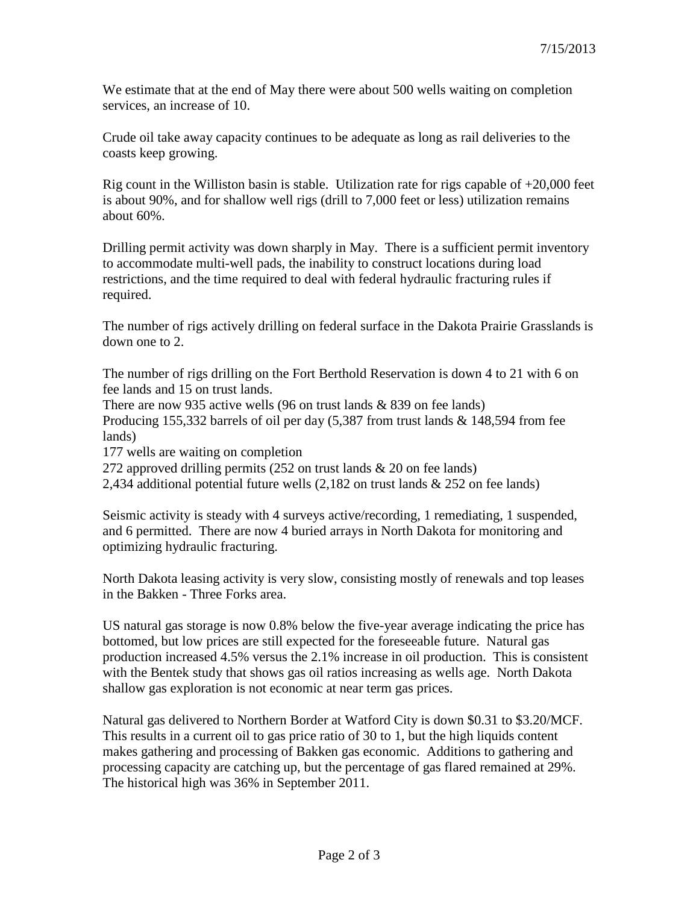7/15/2013

We estimate that at the end of May there were about 500 wells waiting on completion services, an increase of 10.

Crude oil take away capacity continues to be adequate as long as rail deliveries to the coasts keep growing.

Rig count in the Williston basin is stable. Utilization rate for rigs capable of +20,000 feet is about 90%, and for shallow well rigs (drill to 7,000 feet or less) utilization remains about 60%.

Drilling permit activity was down sharply in May. There is a sufficient permit inventory to accommodate multi-well pads, the inability to construct locations during load restrictions, and the time required to deal with federal hydraulic fracturing rules if required.

The number of rigs actively drilling on federal surface in the Dakota Prairie Grasslands is down one to 2.

The number of rigs drilling on the Fort Berthold Reservation is down 4 to 21 with 6 on fee lands and 15 on trust lands.
There are now 935 active wells (96 on trust lands & 839 on fee lands)
Producing 155,332 barrels of oil per day (5,387 from trust lands & 148,594 from fee lands)
177 wells are waiting on completion
272 approved drilling permits (252 on trust lands & 20 on fee lands)
2,434 additional potential future wells (2,182 on trust lands & 252 on fee lands)

Seismic activity is steady with 4 surveys active/recording, 1 remediating, 1 suspended, and 6 permitted. There are now 4 buried arrays in North Dakota for monitoring and optimizing hydraulic fracturing.

North Dakota leasing activity is very slow, consisting mostly of renewals and top leases in the Bakken - Three Forks area.

US natural gas storage is now 0.8% below the five-year average indicating the price has bottomed, but low prices are still expected for the foreseeable future. Natural gas production increased 4.5% versus the 2.1% increase in oil production. This is consistent with the Bentek study that shows gas oil ratios increasing as wells age. North Dakota shallow gas exploration is not economic at near term gas prices.

Natural gas delivered to Northern Border at Watford City is down $0.31 to $3.20/MCF. This results in a current oil to gas price ratio of 30 to 1, but the high liquids content makes gathering and processing of Bakken gas economic. Additions to gathering and processing capacity are catching up, but the percentage of gas flared remained at 29%. The historical high was 36% in September 2011.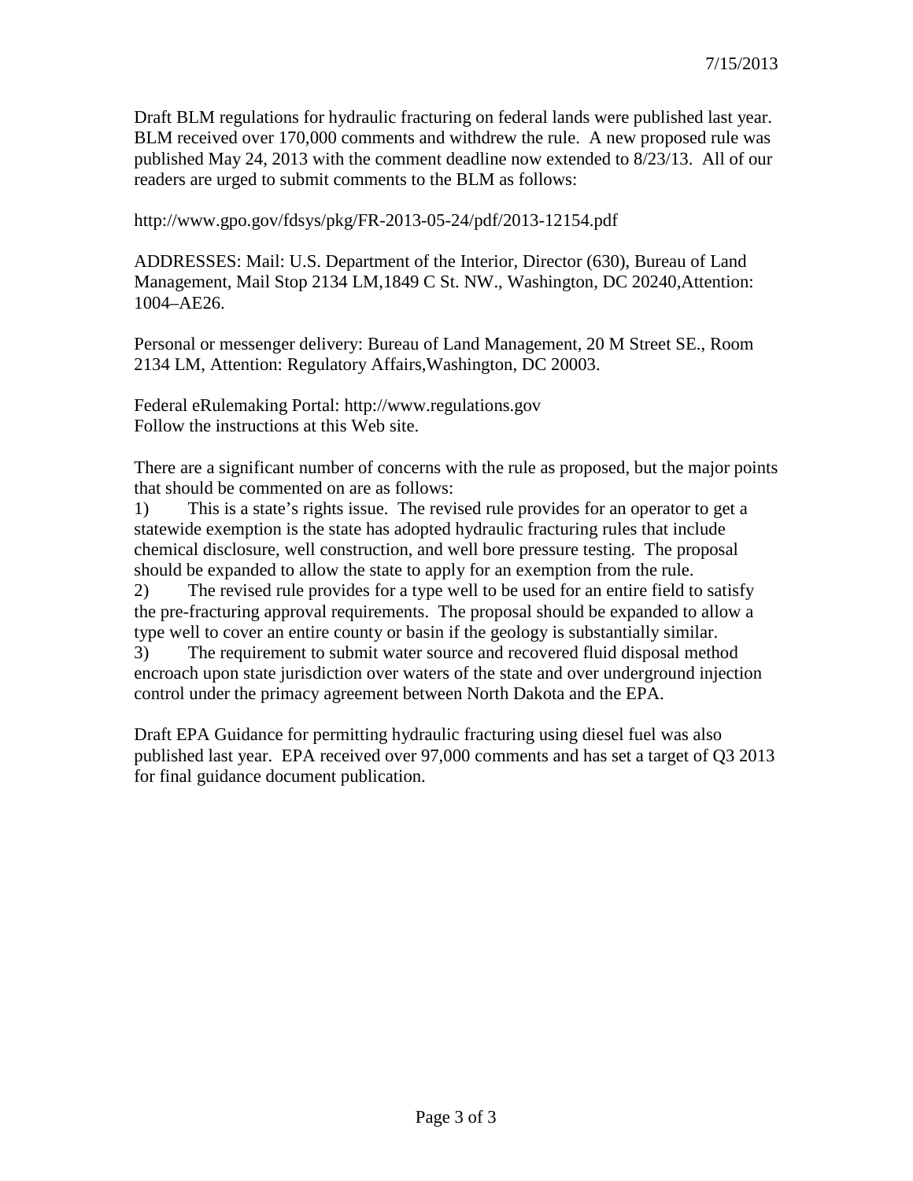7/15/2013

Draft BLM regulations for hydraulic fracturing on federal lands were published last year. BLM received over 170,000 comments and withdrew the rule. A new proposed rule was published May 24, 2013 with the comment deadline now extended to 8/23/13. All of our readers are urged to submit comments to the BLM as follows:

http://www.gpo.gov/fdsys/pkg/FR-2013-05-24/pdf/2013-12154.pdf

ADDRESSES: Mail: U.S. Department of the Interior, Director (630), Bureau of Land Management, Mail Stop 2134 LM,1849 C St. NW., Washington, DC 20240,Attention: 1004–AE26.

Personal or messenger delivery: Bureau of Land Management, 20 M Street SE., Room 2134 LM, Attention: Regulatory Affairs,Washington, DC 20003.

Federal eRulemaking Portal: http://www.regulations.gov
Follow the instructions at this Web site.

There are a significant number of concerns with the rule as proposed, but the major points that should be commented on are as follows:

1) This is a state's rights issue. The revised rule provides for an operator to get a statewide exemption is the state has adopted hydraulic fracturing rules that include chemical disclosure, well construction, and well bore pressure testing. The proposal should be expanded to allow the state to apply for an exemption from the rule.
2) The revised rule provides for a type well to be used for an entire field to satisfy the pre-fracturing approval requirements. The proposal should be expanded to allow a type well to cover an entire county or basin if the geology is substantially similar.
3) The requirement to submit water source and recovered fluid disposal method encroach upon state jurisdiction over waters of the state and over underground injection control under the primacy agreement between North Dakota and the EPA.

Draft EPA Guidance for permitting hydraulic fracturing using diesel fuel was also published last year. EPA received over 97,000 comments and has set a target of Q3 2013 for final guidance document publication.